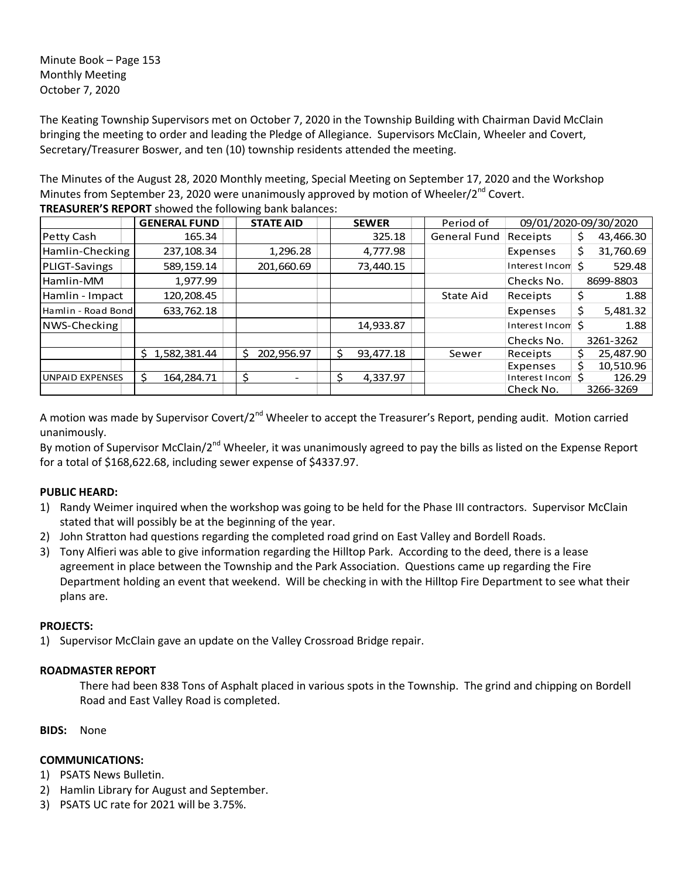Minute Book – Page 153
Monthly Meeting
October 7, 2020

The Keating Township Supervisors met on October 7, 2020 in the Township Building with Chairman David McClain bringing the meeting to order and leading the Pledge of Allegiance. Supervisors McClain, Wheeler and Covert, Secretary/Treasurer Boswer, and ten (10) township residents attended the meeting.

The Minutes of the August 28, 2020 Monthly meeting, Special Meeting on September 17, 2020 and the Workshop Minutes from September 23, 2020 were unanimously approved by motion of Wheeler/2nd Covert.

**TREASURER'S REPORT** showed the following bank balances:

| | GENERAL FUND | STATE AID | SEWER | Period of | 09/01/2020-09/30/2020 | |
|---|---|---|---|---|---|---|
| Petty Cash | 165.34 | | 325.18 | General Fund | Receipts | $ 43,466.30 |
| Hamlin-Checking | 237,108.34 | 1,296.28 | 4,777.98 | | Expenses | $ 31,760.69 |
| PLIGT-Savings | 589,159.14 | 201,660.69 | 73,440.15 | | Interest Incom | $ 529.48 |
| Hamlin-MM | 1,977.99 | | | | Checks No. | 8699-8803 |
| Hamlin - Impact | 120,208.45 | | | State Aid | Receipts | $ 1.88 |
| Hamlin - Road Bond | 633,762.18 | | | | Expenses | $ 5,481.32 |
| NWS-Checking | | | 14,933.87 | | Interest Incom | $ 1.88 |
| | | | | | Checks No. | 3261-3262 |
| | $ 1,582,381.44 | $ 202,956.97 | $ 93,477.18 | Sewer | Receipts | $ 25,487.90 |
| | | | | | Expenses | $ 10,510.96 |
| UNPAID EXPENSES | $ 164,284.71 | $ - | $ 4,337.97 | | Interest Incom | $ 126.29 |
| | | | | | Check No. | 3266-3269 |

A motion was made by Supervisor Covert/2nd Wheeler to accept the Treasurer's Report, pending audit. Motion carried unanimously.

By motion of Supervisor McClain/2nd Wheeler, it was unanimously agreed to pay the bills as listed on the Expense Report for a total of $168,622.68, including sewer expense of $4337.97.

**PUBLIC HEARD:**

1) Randy Weimer inquired when the workshop was going to be held for the Phase III contractors. Supervisor McClain stated that will possibly be at the beginning of the year.
2) John Stratton had questions regarding the completed road grind on East Valley and Bordell Roads.
3) Tony Alfieri was able to give information regarding the Hilltop Park. According to the deed, there is a lease agreement in place between the Township and the Park Association. Questions came up regarding the Fire Department holding an event that weekend. Will be checking in with the Hilltop Fire Department to see what their plans are.

**PROJECTS:**

1) Supervisor McClain gave an update on the Valley Crossroad Bridge repair.

**ROADMASTER REPORT**

There had been 838 Tons of Asphalt placed in various spots in the Township. The grind and chipping on Bordell Road and East Valley Road is completed.

**BIDS:** None

**COMMUNICATIONS:**

1) PSATS News Bulletin.
2) Hamlin Library for August and September.
3) PSATS UC rate for 2021 will be 3.75%.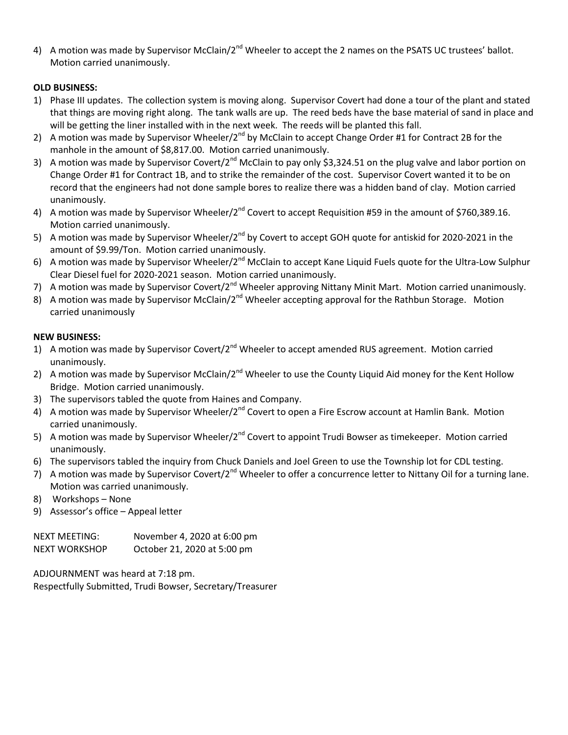4) A motion was made by Supervisor McClain/2nd Wheeler to accept the 2 names on the PSATS UC trustees' ballot. Motion carried unanimously.

**OLD BUSINESS:**

1) Phase III updates. The collection system is moving along. Supervisor Covert had done a tour of the plant and stated that things are moving right along. The tank walls are up. The reed beds have the base material of sand in place and will be getting the liner installed with in the next week. The reeds will be planted this fall.
2) A motion was made by Supervisor Wheeler/2nd by McClain to accept Change Order #1 for Contract 2B for the manhole in the amount of $8,817.00. Motion carried unanimously.
3) A motion was made by Supervisor Covert/2nd McClain to pay only $3,324.51 on the plug valve and labor portion on Change Order #1 for Contract 1B, and to strike the remainder of the cost. Supervisor Covert wanted it to be on record that the engineers had not done sample bores to realize there was a hidden band of clay. Motion carried unanimously.
4) A motion was made by Supervisor Wheeler/2nd Covert to accept Requisition #59 in the amount of $760,389.16. Motion carried unanimously.
5) A motion was made by Supervisor Wheeler/2nd by Covert to accept GOH quote for antiskid for 2020-2021 in the amount of $9.99/Ton. Motion carried unanimously.
6) A motion was made by Supervisor Wheeler/2nd McClain to accept Kane Liquid Fuels quote for the Ultra-Low Sulphur Clear Diesel fuel for 2020-2021 season. Motion carried unanimously.
7) A motion was made by Supervisor Covert/2nd Wheeler approving Nittany Minit Mart. Motion carried unanimously.
8) A motion was made by Supervisor McClain/2nd Wheeler accepting approval for the Rathbun Storage. Motion carried unanimously

**NEW BUSINESS:**

1) A motion was made by Supervisor Covert/2nd Wheeler to accept amended RUS agreement. Motion carried unanimously.
2) A motion was made by Supervisor McClain/2nd Wheeler to use the County Liquid Aid money for the Kent Hollow Bridge. Motion carried unanimously.
3) The supervisors tabled the quote from Haines and Company.
4) A motion was made by Supervisor Wheeler/2nd Covert to open a Fire Escrow account at Hamlin Bank. Motion carried unanimously.
5) A motion was made by Supervisor Wheeler/2nd Covert to appoint Trudi Bowser as timekeeper. Motion carried unanimously.
6) The supervisors tabled the inquiry from Chuck Daniels and Joel Green to use the Township lot for CDL testing.
7) A motion was made by Supervisor Covert/2nd Wheeler to offer a concurrence letter to Nittany Oil for a turning lane. Motion was carried unanimously.
8) Workshops – None
9) Assessor's office – Appeal letter

NEXT MEETING: November 4, 2020 at 6:00 pm
NEXT WORKSHOP October 21, 2020 at 5:00 pm

ADJOURNMENT was heard at 7:18 pm.
Respectfully Submitted, Trudi Bowser, Secretary/Treasurer